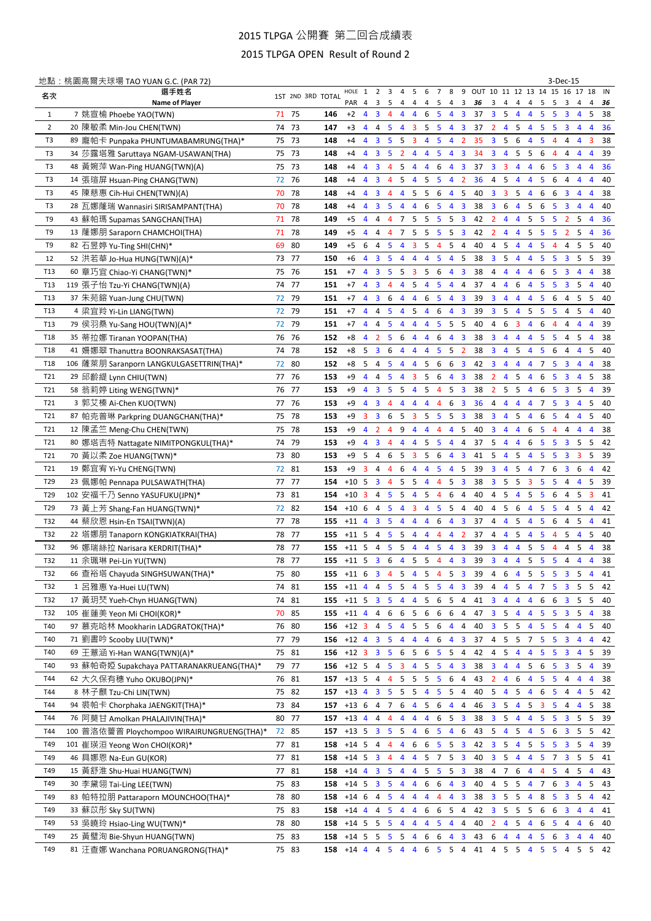# 2015 TLPGA 公開賽 第二回合成績表

## 2015 TLPGA OPEN Result of Round 2

地點：桃園高爾夫球場 TAO YUAN G.C. (PAR 72) 3-Dec-15

| 名次 | 選手姓名 Name of Player | 1ST | 2ND | 3RD | TOTAL | HOLE / PAR | 1 | 2 | 3 | 4 | 5 | 6 | 7 | 8 | 9 | OUT | 10 | 11 | 12 | 13 | 14 | 15 | 16 | 17 | 18 | IN |
|---|---|---|---|---|---|---|---|---|---|---|---|---|---|---|---|---|---|---|---|---|---|---|---|---|---|---|
| | | | | | | PAR | 4 | 3 | 5 | 4 | 4 | 4 | 5 | 4 | 3 | 36 | 3 | 4 | 4 | 4 | 5 | 5 | 3 | 4 | 4 | 36 |
| 1 | 7 姚宣榆 Phoebe YAO(TWN) | 71 | 75 | | 146 | +2 | 4 | 3 | 4 | 4 | 4 | 6 | 5 | 4 | 3 | 37 | 3 | 5 | 4 | 4 | 5 | 5 | 3 | 4 | 5 | 38 |
| 2 | 20 陳敏柔 Min-Jou CHEN(TWN) | 74 | 73 | | 147 | +3 | 4 | 4 | 5 | 4 | 3 | 5 | 5 | 4 | 3 | 37 | 2 | 4 | 5 | 4 | 5 | 5 | 3 | 4 | 4 | 36 |
| T3 | 89 龐帕卡 Punpaka PHUNTUMABAMRUNG(THA)* | 75 | 73 | | 148 | +4 | 4 | 3 | 5 | 5 | 3 | 4 | 5 | 4 | 2 | 35 | 3 | 5 | 6 | 4 | 5 | 4 | 4 | 4 | 3 | 38 |
| T3 | 34 莎露塔雅 Saruttaya NGAM-USAWAN(THA) | 75 | 73 | | 148 | +4 | 4 | 3 | 5 | 2 | 4 | 4 | 5 | 4 | 3 | 34 | 3 | 4 | 5 | 5 | 6 | 4 | 4 | 4 | 4 | 39 |
| T3 | 48 黃婉萍 Wan-Ping HUANG(TWN)(A) | 75 | 73 | | 148 | +4 | 4 | 3 | 4 | 5 | 4 | 4 | 6 | 4 | 3 | 37 | 3 | 3 | 4 | 4 | 6 | 5 | 3 | 4 | 4 | 36 |
| T3 | 14 張瑄屏 Hsuan-Ping CHANG(TWN) | 72 | 76 | | 148 | +4 | 4 | 3 | 4 | 5 | 4 | 5 | 5 | 4 | 2 | 36 | 4 | 5 | 4 | 4 | 5 | 6 | 4 | 4 | 4 | 40 |
| T3 | 45 陳慈惠 Cih-Hui CHEN(TWN)(A) | 70 | 78 | | 148 | +4 | 4 | 3 | 4 | 4 | 5 | 5 | 6 | 4 | 5 | 40 | 3 | 3 | 5 | 4 | 6 | 6 | 3 | 4 | 4 | 38 |
| T3 | 28 瓦娜薩瑞 Wannasiri SIRISAMPANT(THA) | 70 | 78 | | 148 | +4 | 4 | 3 | 5 | 4 | 4 | 6 | 5 | 4 | 3 | 38 | 3 | 6 | 4 | 5 | 6 | 5 | 3 | 4 | 4 | 40 |
| T9 | 43 蘇帕瑪 Supamas SANGCHAN(THA) | 71 | 78 | | 149 | +5 | 4 | 4 | 4 | 7 | 5 | 5 | 5 | 5 | 3 | 42 | 2 | 4 | 4 | 5 | 5 | 5 | 2 | 5 | 4 | 36 |
| T9 | 13 薩娜朋 Saraporn CHAMCHOI(THA) | 71 | 78 | | 149 | +5 | 4 | 4 | 4 | 7 | 5 | 5 | 5 | 5 | 3 | 42 | 2 | 4 | 4 | 5 | 5 | 5 | 2 | 5 | 4 | 36 |
| T9 | 82 石昱婷 Yu-Ting SHI(CHN)* | 69 | 80 | | 149 | +5 | 6 | 4 | 5 | 4 | 3 | 5 | 4 | 5 | 4 | 40 | 4 | 5 | 4 | 4 | 5 | 4 | 4 | 5 | 5 | 40 |
| 12 | 52 洪若華 Jo-Hua HUNG(TWN)(A)* | 73 | 77 | | 150 | +6 | 4 | 3 | 5 | 4 | 4 | 4 | 5 | 4 | 5 | 38 | 3 | 5 | 4 | 4 | 5 | 5 | 3 | 5 | 5 | 39 |
| T13 | 60 章巧宜 Chiao-Yi CHANG(TWN)* | 75 | 76 | | 151 | +7 | 4 | 3 | 5 | 5 | 3 | 5 | 6 | 4 | 3 | 38 | 4 | 4 | 4 | 4 | 6 | 5 | 3 | 4 | 4 | 38 |
| T13 | 119 張子怡 Tzu-Yi CHANG(TWN)(A) | 74 | 77 | | 151 | +7 | 4 | 3 | 4 | 4 | 5 | 4 | 5 | 4 | 4 | 37 | 4 | 4 | 6 | 4 | 5 | 5 | 3 | 5 | 4 | 40 |
| T13 | 37 朱苑鎔 Yuan-Jung CHU(TWN) | 72 | 79 | | 151 | +7 | 4 | 3 | 6 | 4 | 4 | 6 | 5 | 4 | 3 | 39 | 3 | 4 | 4 | 4 | 5 | 6 | 4 | 5 | 5 | 40 |
| T13 | 4 梁宜羚 Yi-Lin LIANG(TWN) | 72 | 79 | | 151 | +7 | 4 | 4 | 5 | 4 | 5 | 4 | 6 | 4 | 3 | 39 | 3 | 5 | 4 | 5 | 5 | 5 | 4 | 5 | 4 | 40 |
| T13 | 79 侯羽桑 Yu-Sang HOU(TWN)(A)* | 72 | 79 | | 151 | +7 | 4 | 4 | 5 | 4 | 4 | 4 | 5 | 5 | 5 | 40 | 4 | 6 | 3 | 4 | 6 | 4 | 4 | 4 | 4 | 39 |
| T18 | 35 蒂拉娜 Tiranan YOOPAN(THA) | 76 | 76 | | 152 | +8 | 4 | 2 | 5 | 6 | 4 | 4 | 6 | 4 | 3 | 38 | 3 | 4 | 4 | 4 | 5 | 5 | 4 | 5 | 4 | 38 |
| T18 | 41 姍娜翠 Thanuttra BOONRAKSASAT(THA) | 74 | 78 | | 152 | +8 | 5 | 3 | 6 | 4 | 4 | 4 | 5 | 5 | 2 | 38 | 3 | 4 | 5 | 4 | 5 | 6 | 4 | 4 | 5 | 40 |
| T18 | 106 薩萊朋 Saranporn LANGKULGASETTRIN(THA)* | 72 | 80 | | 152 | +8 | 5 | 4 | 5 | 4 | 4 | 5 | 6 | 6 | 3 | 42 | 3 | 4 | 4 | 4 | 7 | 5 | 3 | 4 | 4 | 38 |
| T21 | 29 邱齡緹 Lynn CHIU(TWN) | 77 | 76 | | 153 | +9 | 4 | 4 | 5 | 4 | 3 | 5 | 6 | 4 | 3 | 38 | 2 | 4 | 5 | 4 | 6 | 5 | 3 | 4 | 5 | 38 |
| T21 | 58 翁莉婷 Liting WENG(TWN)* | 76 | 77 | | 153 | +9 | 4 | 3 | 5 | 5 | 4 | 5 | 4 | 5 | 3 | 38 | 2 | 5 | 5 | 4 | 6 | 5 | 3 | 5 | 4 | 39 |
| T21 | 3 郭艾榛 Ai-Chen KUO(TWN) | 77 | 76 | | 153 | +9 | 4 | 3 | 4 | 4 | 4 | 4 | 4 | 6 | 3 | 36 | 4 | 4 | 4 | 4 | 7 | 5 | 3 | 4 | 5 | 40 |
| T21 | 87 帕克普琳 Parkpring DUANGCHAN(THA)* | 75 | 78 | | 153 | +9 | 3 | 3 | 6 | 5 | 3 | 5 | 5 | 5 | 3 | 38 | 3 | 4 | 5 | 4 | 6 | 5 | 4 | 4 | 5 | 40 |
| T21 | 12 陳孟竺 Meng-Chu CHEN(TWN) | 75 | 78 | | 153 | +9 | 4 | 2 | 4 | 9 | 4 | 4 | 4 | 4 | 5 | 40 | 3 | 4 | 4 | 6 | 5 | 4 | 4 | 4 | 4 | 38 |
| T21 | 80 娜塔吉特 Nattagate NIMITPONGKUL(THA)* | 74 | 79 | | 153 | +9 | 4 | 3 | 4 | 4 | 4 | 5 | 5 | 4 | 4 | 37 | 5 | 4 | 4 | 6 | 5 | 5 | 3 | 5 | 5 | 42 |
| T21 | 70 黃以柔 Zoe HUANG(TWN)* | 73 | 80 | | 153 | +9 | 5 | 4 | 6 | 5 | 3 | 5 | 6 | 4 | 3 | 41 | 5 | 4 | 5 | 4 | 5 | 5 | 3 | 3 | 5 | 39 |
| T21 | 19 鄭宜宥 Yi-Yu CHENG(TWN) | 72 | 81 | | 153 | +9 | 3 | 4 | 4 | 6 | 4 | 4 | 5 | 4 | 5 | 39 | 3 | 4 | 5 | 4 | 7 | 6 | 3 | 6 | 4 | 42 |
| T29 | 23 佩娜帕 Pennapa PULSAWATH(THA) | 77 | 77 | | 154 | +10 | 5 | 3 | 4 | 5 | 5 | 4 | 4 | 5 | 3 | 38 | 3 | 5 | 5 | 3 | 5 | 5 | 4 | 4 | 5 | 39 |
| T29 | 102 安福千乃 Senno YASUFUKU(JPN)* | 73 | 81 | | 154 | +10 | 3 | 4 | 5 | 5 | 4 | 5 | 4 | 6 | 4 | 40 | 4 | 5 | 4 | 5 | 5 | 6 | 4 | 5 | 3 | 41 |
| T29 | 73 黃上芳 Shang-Fan HUANG(TWN)* | 72 | 82 | | 154 | +10 | 6 | 4 | 5 | 4 | 3 | 4 | 5 | 5 | 4 | 40 | 4 | 5 | 6 | 4 | 5 | 5 | 4 | 5 | 4 | 42 |
| T32 | 44 蔡欣恩 Hsin-En TSAI(TWN)(A) | 77 | 78 | | 155 | +11 | 4 | 3 | 5 | 4 | 4 | 4 | 6 | 4 | 3 | 37 | 4 | 4 | 5 | 4 | 5 | 6 | 4 | 5 | 4 | 41 |
| T32 | 22 塔娜朋 Tanaporn KONGKIATKRAI(THA) | 78 | 77 | | 155 | +11 | 5 | 4 | 5 | 5 | 4 | 4 | 4 | 4 | 2 | 37 | 4 | 4 | 5 | 4 | 5 | 4 | 5 | 4 | 5 | 40 |
| T32 | 96 娜瑞絲拉 Narisara KERDRIT(THA)* | 78 | 77 | | 155 | +11 | 5 | 4 | 5 | 5 | 4 | 4 | 5 | 4 | 3 | 39 | 3 | 4 | 4 | 5 | 5 | 4 | 4 | 5 | 4 | 38 |
| T32 | 11 余珮琳 Pei-Lin YU(TWN) | 78 | 77 | | 155 | +11 | 5 | 3 | 6 | 4 | 5 | 5 | 4 | 4 | 3 | 39 | 3 | 4 | 4 | 5 | 5 | 5 | 4 | 4 | 4 | 38 |
| T32 | 66 查裕塔 Chayuda SINGHSUWAN(THA)* | 75 | 80 | | 155 | +11 | 6 | 3 | 4 | 5 | 4 | 5 | 4 | 5 | 3 | 39 | 4 | 6 | 4 | 5 | 5 | 5 | 3 | 5 | 4 | 41 |
| T32 | 1 呂雅惠 Ya-Huei LU(TWN) | 74 | 81 | | 155 | +11 | 4 | 4 | 5 | 5 | 4 | 5 | 5 | 4 | 3 | 39 | 4 | 4 | 5 | 4 | 7 | 5 | 3 | 5 | 5 | 42 |
| T32 | 17 黃玥琹 Yueh-Chyn HUANG(TWN) | 74 | 81 | | 155 | +11 | 5 | 3 | 5 | 4 | 4 | 5 | 6 | 5 | 4 | 41 | 3 | 4 | 4 | 4 | 6 | 6 | 3 | 5 | 5 | 40 |
| T32 | 105 崔蓮美 Yeon Mi CHOI(KOR)* | 70 | 85 | | 155 | +11 | 4 | 4 | 6 | 6 | 5 | 6 | 6 | 6 | 4 | 47 | 3 | 5 | 4 | 4 | 5 | 5 | 3 | 5 | 4 | 38 |
| T40 | 97 慕克哈林 Mookharin LADGRATOK(THA)* | 76 | 80 | | 156 | +12 | 3 | 4 | 5 | 4 | 5 | 5 | 6 | 4 | 4 | 40 | 3 | 5 | 5 | 4 | 5 | 5 | 4 | 4 | 5 | 40 |
| T40 | 71 劉書吟 Scooby LIU(TWN)* | 77 | 79 | | 156 | +12 | 4 | 3 | 5 | 4 | 4 | 4 | 6 | 4 | 3 | 37 | 4 | 5 | 5 | 7 | 5 | 5 | 3 | 4 | 4 | 42 |
| T40 | 69 王薏涵 Yi-Han WANG(TWN)(A)* | 75 | 81 | | 156 | +12 | 3 | 3 | 5 | 6 | 5 | 6 | 5 | 5 | 4 | 42 | 4 | 5 | 4 | 4 | 5 | 5 | 3 | 4 | 5 | 39 |
| T40 | 93 蘇帕奇婭 Supakchaya PATTARANAKRUEANG(THA)* | 79 | 77 | | 156 | +12 | 5 | 4 | 5 | 3 | 4 | 5 | 5 | 4 | 3 | 38 | 3 | 4 | 4 | 5 | 6 | 5 | 3 | 5 | 4 | 39 |
| T44 | 62 大久保有穗 Yuho OKUBO(JPN)* | 76 | 81 | | 157 | +13 | 5 | 4 | 4 | 5 | 5 | 5 | 5 | 6 | 4 | 43 | 2 | 4 | 6 | 4 | 5 | 5 | 4 | 4 | 4 | 38 |
| T44 | 8 林子麒 Tzu-Chi LIN(TWN) | 75 | 82 | | 157 | +13 | 4 | 3 | 5 | 5 | 5 | 4 | 5 | 5 | 4 | 40 | 5 | 4 | 5 | 4 | 6 | 5 | 4 | 4 | 5 | 42 |
| T44 | 94 裘帕卡 Chorphaka JAENGKIT(THA)* | 73 | 84 | | 157 | +13 | 6 | 4 | 7 | 6 | 4 | 5 | 6 | 4 | 4 | 46 | 3 | 5 | 4 | 5 | 3 | 5 | 4 | 4 | 5 | 38 |
| T44 | 76 阿莫甘 Amolkan PHALAJIVIN(THA)* | 80 | 77 | | 157 | +13 | 4 | 4 | 4 | 4 | 4 | 4 | 6 | 5 | 3 | 38 | 3 | 5 | 4 | 4 | 5 | 5 | 3 | 5 | 5 | 39 |
| T44 | 100 普洛依蕾普 Ploychompoo WIRAIRUNGRUENG(THA)* | 72 | 85 | | 157 | +13 | 5 | 3 | 5 | 5 | 4 | 6 | 5 | 4 | 6 | 43 | 5 | 4 | 5 | 4 | 5 | 6 | 3 | 5 | 5 | 42 |
| T49 | 101 崔瑛洹 Yeong Won CHOI(KOR)* | 77 | 81 | | 158 | +14 | 5 | 4 | 4 | 4 | 6 | 6 | 5 | 5 | 3 | 42 | 3 | 5 | 4 | 5 | 5 | 5 | 3 | 5 | 4 | 39 |
| T49 | 46 具娜恩 Na-Eun GU(KOR) | 77 | 81 | | 158 | +14 | 5 | 3 | 4 | 4 | 4 | 5 | 7 | 5 | 3 | 40 | 3 | 5 | 4 | 4 | 5 | 7 | 3 | 5 | 5 | 41 |
| T49 | 15 黃舒淮 Shu-Huai HUANG(TWN) | 77 | 81 | | 158 | +14 | 4 | 3 | 5 | 4 | 4 | 5 | 5 | 5 | 3 | 38 | 4 | 7 | 6 | 4 | 4 | 5 | 4 | 5 | 4 | 43 |
| T49 | 30 李黛翎 Tai-Ling LEE(TWN) | 75 | 83 | | 158 | +14 | 5 | 3 | 5 | 4 | 4 | 6 | 6 | 4 | 3 | 40 | 4 | 5 | 5 | 4 | 7 | 6 | 3 | 4 | 5 | 43 |
| T49 | 83 帕特拉朋 Pattaraporn MOUNCHOO(THA)* | 78 | 80 | | 158 | +14 | 6 | 4 | 5 | 4 | 4 | 4 | 4 | 4 | 3 | 38 | 3 | 5 | 5 | 4 | 8 | 5 | 3 | 5 | 4 | 42 |
| T49 | 33 蘇苡彤 Sky SU(TWN) | 75 | 83 | | 158 | +14 | 4 | 4 | 5 | 4 | 4 | 6 | 6 | 5 | 4 | 42 | 3 | 5 | 5 | 5 | 6 | 6 | 3 | 4 | 4 | 41 |
| T49 | 53 吳曉玲 Hsiao-Ling WU(TWN)* | 78 | 80 | | 158 | +14 | 5 | 5 | 5 | 4 | 4 | 4 | 5 | 4 | 4 | 40 | 2 | 4 | 5 | 4 | 6 | 5 | 4 | 4 | 6 | 40 |
| T49 | 25 黃璧洵 Bie-Shyun HUANG(TWN) | 75 | 83 | | 158 | +14 | 5 | 5 | 5 | 5 | 4 | 6 | 6 | 4 | 3 | 43 | 6 | 4 | 4 | 4 | 5 | 6 | 3 | 4 | 4 | 40 |
| T49 | 81 汪查娜 Wanchana PORUANGRONG(THA)* | 75 | 83 | | 158 | +14 | 4 | 4 | 5 | 4 | 4 | 6 | 5 | 5 | 4 | 41 | 4 | 5 | 5 | 4 | 5 | 5 | 4 | 5 | 5 | 42 |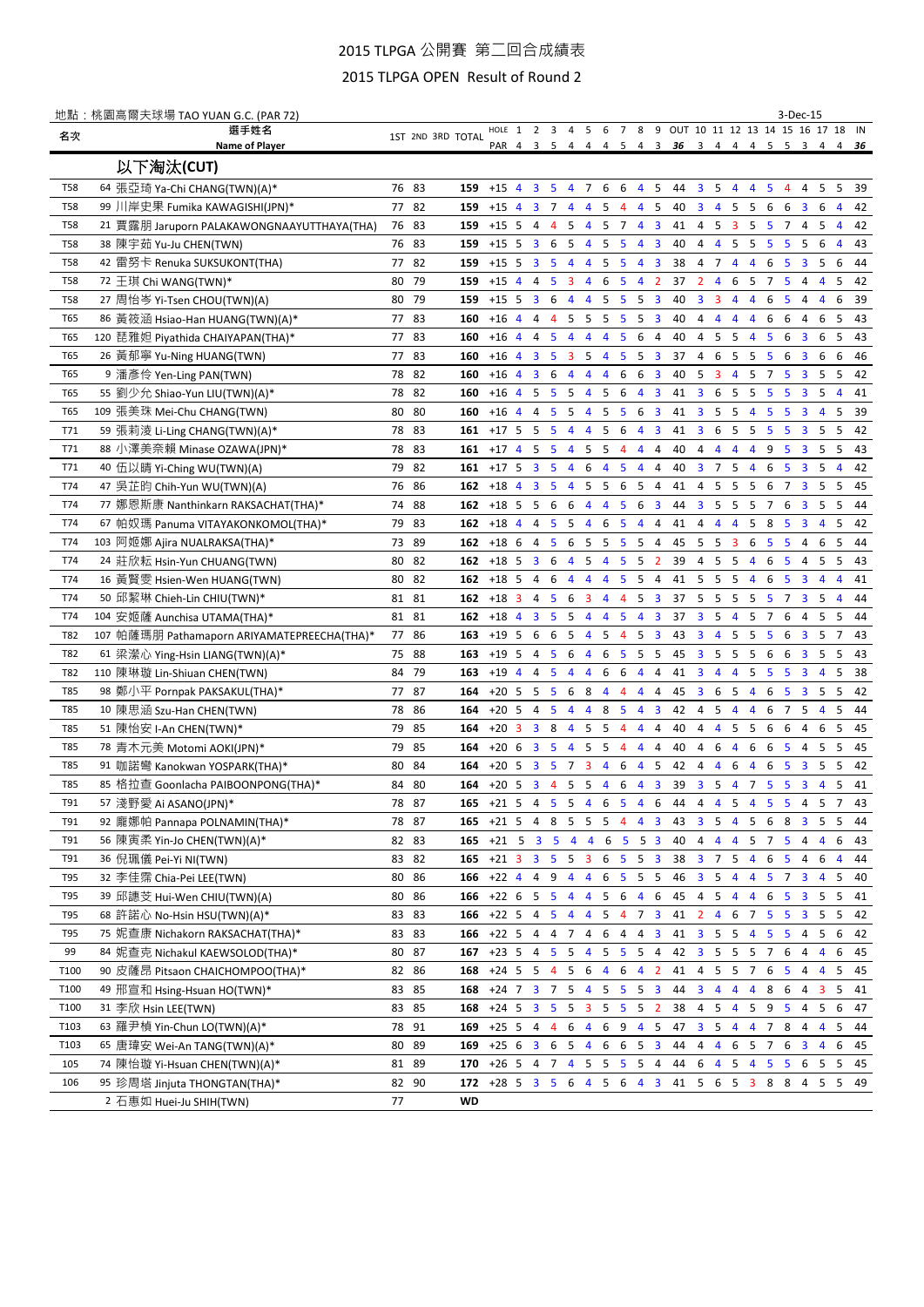# 2015 TLPGA 公開賽 第二回合成績表

## 2015 TLPGA OPEN Result of Round 2

地點：桃園高爾夫球場 TAO YUAN G.C. (PAR 72)

3-Dec-15

| 名次 | 選手姓名 Name of Player | 1ST | 2ND | 3RD | TOTAL | HOLE / PAR | 1 (4) | 2 (3) | 3 (5) | 4 (4) | 5 (4) | 6 (4) | 7 (5) | 8 (4) | 9 (3) | OUT (36) | 10 (3) | 11 (4) | 12 (4) | 13 (4) | 14 (5) | 15 (5) | 16 (3) | 17 (4) | 18 (4) | IN (36) |
|---|---|---|---|---|---|---|---|---|---|---|---|---|---|---|---|---|---|---|---|---|---|---|---|---|---|---|
| | **以下淘汰(CUT)** | | | | | | | | | | | | | | | | | | | | | | | | | |
| T58 | 64 張亞琦 Ya-Chi CHANG(TWN)(A)* | 76 | 83 | | 159 | +15 | 4 | 3 | 5 | 4 | 7 | 6 | 6 | 4 | 5 | 44 | 3 | 5 | 4 | 4 | 5 | 4 | 4 | 5 | 5 | 39 |
| T58 | 99 川岸史果 Fumika KAWAGISHI(JPN)* | 77 | 82 | | 159 | +15 | 4 | 3 | 7 | 4 | 4 | 5 | 4 | 4 | 5 | 40 | 3 | 4 | 5 | 5 | 6 | 6 | 3 | 6 | 4 | 42 |
| T58 | 21 賈露朋 Jaruporn PALAKAWONGNAAYUTTHAYA(THA) | 76 | 83 | | 159 | +15 | 5 | 4 | 4 | 5 | 4 | 5 | 7 | 4 | 3 | 41 | 4 | 5 | 3 | 5 | 5 | 7 | 4 | 5 | 4 | 42 |
| T58 | 38 陳宇茹 Yu-Ju CHEN(TWN) | 76 | 83 | | 159 | +15 | 5 | 3 | 6 | 5 | 4 | 5 | 5 | 4 | 3 | 40 | 4 | 4 | 5 | 5 | 5 | 5 | 5 | 6 | 4 | 43 |
| T58 | 42 雷努卡 Renuka SUKSUKONT(THA) | 77 | 82 | | 159 | +15 | 5 | 3 | 5 | 4 | 4 | 5 | 5 | 4 | 3 | 38 | 4 | 7 | 4 | 4 | 6 | 5 | 3 | 5 | 6 | 44 |
| T58 | 72 王琪 Chi WANG(TWN)* | 80 | 79 | | 159 | +15 | 4 | 4 | 5 | 3 | 4 | 6 | 5 | 4 | 2 | 37 | 2 | 4 | 6 | 5 | 7 | 5 | 4 | 4 | 5 | 42 |
| T58 | 27 周怡岑 Yi-Tsen CHOU(TWN)(A) | 80 | 79 | | 159 | +15 | 5 | 3 | 6 | 4 | 4 | 5 | 5 | 5 | 3 | 40 | 3 | 3 | 4 | 4 | 6 | 5 | 4 | 4 | 6 | 39 |
| T65 | 86 黃筱涵 Hsiao-Han HUANG(TWN)(A)* | 77 | 83 | | 160 | +16 | 4 | 4 | 4 | 5 | 5 | 5 | 5 | 5 | 3 | 40 | 4 | 4 | 4 | 4 | 6 | 6 | 4 | 6 | 5 | 43 |
| T65 | 120 琵雅妲 Piyathida CHAIYAPAN(THA)* | 77 | 83 | | 160 | +16 | 4 | 4 | 5 | 4 | 4 | 4 | 5 | 6 | 4 | 40 | 4 | 5 | 5 | 4 | 5 | 6 | 3 | 6 | 5 | 43 |
| T65 | 26 黃郁寧 Yu-Ning HUANG(TWN) | 77 | 83 | | 160 | +16 | 4 | 3 | 5 | 3 | 5 | 4 | 5 | 5 | 3 | 37 | 4 | 6 | 5 | 5 | 5 | 6 | 3 | 6 | 6 | 46 |
| T65 | 9 潘彥伶 Yen-Ling PAN(TWN) | 78 | 82 | | 160 | +16 | 4 | 3 | 6 | 4 | 4 | 4 | 6 | 6 | 3 | 40 | 5 | 3 | 4 | 5 | 7 | 5 | 3 | 5 | 5 | 42 |
| T65 | 55 劉少允 Shiao-Yun LIU(TWN)(A)* | 78 | 82 | | 160 | +16 | 4 | 5 | 5 | 5 | 4 | 5 | 6 | 4 | 3 | 41 | 3 | 6 | 5 | 5 | 5 | 5 | 3 | 5 | 4 | 41 |
| T65 | 109 張美珠 Mei-Chu CHANG(TWN) | 80 | 80 | | 160 | +16 | 4 | 4 | 5 | 5 | 4 | 5 | 5 | 6 | 3 | 41 | 3 | 5 | 5 | 4 | 5 | 5 | 3 | 4 | 5 | 39 |
| T71 | 59 張莉淩 Li-Ling CHANG(TWN)(A)* | 78 | 83 | | 161 | +17 | 5 | 5 | 5 | 4 | 4 | 5 | 6 | 4 | 3 | 41 | 3 | 6 | 5 | 5 | 5 | 5 | 3 | 5 | 5 | 42 |
| T71 | 88 小澤美奈賴 Minase OZAWA(JPN)* | 78 | 83 | | 161 | +17 | 4 | 5 | 5 | 4 | 5 | 5 | 4 | 4 | 4 | 40 | 4 | 4 | 4 | 4 | 9 | 5 | 3 | 5 | 5 | 43 |
| T71 | 40 伍以晴 Yi-Ching WU(TWN)(A) | 79 | 82 | | 161 | +17 | 5 | 3 | 5 | 4 | 6 | 4 | 5 | 4 | 4 | 40 | 3 | 7 | 5 | 4 | 6 | 5 | 3 | 5 | 4 | 42 |
| T74 | 47 吳芷昀 Chih-Yun WU(TWN)(A) | 76 | 86 | | 162 | +18 | 4 | 3 | 5 | 4 | 5 | 5 | 6 | 5 | 4 | 41 | 4 | 5 | 5 | 5 | 6 | 7 | 3 | 5 | 5 | 45 |
| T74 | 77 娜恩斯康 Nanthinkarn RAKSACHAT(THA)* | 74 | 88 | | 162 | +18 | 5 | 5 | 6 | 6 | 4 | 4 | 5 | 6 | 3 | 44 | 3 | 5 | 5 | 5 | 7 | 6 | 3 | 5 | 5 | 44 |
| T74 | 67 帕奴瑪 Panuma VITAYAKONKOMOL(THA)* | 79 | 83 | | 162 | +18 | 4 | 4 | 5 | 5 | 4 | 6 | 5 | 4 | 4 | 41 | 4 | 4 | 4 | 5 | 8 | 5 | 3 | 4 | 5 | 42 |
| T74 | 103 阿娫娜 Ajira NUALRAKSA(THA)* | 73 | 89 | | 162 | +18 | 6 | 4 | 5 | 6 | 5 | 5 | 5 | 5 | 4 | 45 | 5 | 5 | 3 | 6 | 5 | 5 | 4 | 6 | 5 | 44 |
| T74 | 24 莊欣耘 Hsin-Yun CHUANG(TWN) | 80 | 82 | | 162 | +18 | 5 | 3 | 6 | 4 | 5 | 4 | 5 | 5 | 2 | 39 | 4 | 5 | 5 | 4 | 6 | 5 | 4 | 5 | 5 | 43 |
| T74 | 16 黃賢雯 Hsien-Wen HUANG(TWN) | 80 | 82 | | 162 | +18 | 5 | 4 | 6 | 4 | 4 | 4 | 5 | 5 | 4 | 41 | 5 | 5 | 5 | 4 | 6 | 5 | 3 | 4 | 4 | 41 |
| T74 | 50 邱絜琳 Chieh-Lin CHIU(TWN)* | 81 | 81 | | 162 | +18 | 3 | 4 | 5 | 6 | 3 | 4 | 4 | 5 | 3 | 37 | 5 | 5 | 5 | 5 | 5 | 7 | 3 | 5 | 4 | 44 |
| T74 | 104 安姬薩 Aunchisa UTAMA(THA)* | 81 | 81 | | 162 | +18 | 4 | 3 | 5 | 5 | 4 | 4 | 5 | 4 | 3 | 37 | 3 | 5 | 4 | 5 | 7 | 6 | 4 | 5 | 5 | 44 |
| T82 | 107 帕薩瑪朋 Pathamaporn ARIYAMATEPREECHA(THA)* | 77 | 86 | | 163 | +19 | 5 | 6 | 6 | 5 | 4 | 5 | 4 | 5 | 3 | 43 | 3 | 4 | 5 | 5 | 5 | 6 | 3 | 5 | 7 | 43 |
| T82 | 61 梁瀠心 Ying-Hsin LIANG(TWN)(A)* | 75 | 88 | | 163 | +19 | 5 | 4 | 5 | 6 | 4 | 6 | 5 | 5 | 5 | 45 | 3 | 5 | 5 | 5 | 6 | 6 | 3 | 5 | 5 | 43 |
| T82 | 110 陳琳璇 Lin-Shiuan CHEN(TWN) | 84 | 79 | | 163 | +19 | 4 | 4 | 5 | 4 | 4 | 6 | 6 | 4 | 4 | 41 | 3 | 4 | 4 | 5 | 5 | 5 | 3 | 4 | 5 | 38 |
| T85 | 98 鄭小平 Pornpak PAKSAKUL(THA)* | 77 | 87 | | 164 | +20 | 5 | 5 | 5 | 6 | 8 | 4 | 4 | 4 | 4 | 45 | 3 | 6 | 5 | 4 | 6 | 5 | 3 | 5 | 5 | 42 |
| T85 | 10 陳思涵 Szu-Han CHEN(TWN) | 78 | 86 | | 164 | +20 | 5 | 4 | 5 | 4 | 4 | 8 | 5 | 4 | 3 | 42 | 4 | 5 | 4 | 4 | 6 | 7 | 5 | 4 | 5 | 44 |
| T85 | 51 陳怡安 I-An CHEN(TWN)* | 79 | 85 | | 164 | +20 | 3 | 3 | 8 | 4 | 5 | 5 | 4 | 4 | 4 | 40 | 4 | 4 | 5 | 5 | 6 | 6 | 4 | 6 | 5 | 45 |
| T85 | 78 青木元美 Motomi AOKI(JPN)* | 79 | 85 | | 164 | +20 | 6 | 3 | 5 | 4 | 5 | 5 | 4 | 4 | 4 | 40 | 4 | 6 | 4 | 6 | 6 | 5 | 4 | 5 | 5 | 45 |
| T85 | 91 咖諾彎 Kanokwan YOSPARK(THA)* | 80 | 84 | | 164 | +20 | 5 | 3 | 5 | 7 | 3 | 4 | 6 | 4 | 5 | 42 | 4 | 4 | 6 | 4 | 6 | 5 | 3 | 5 | 5 | 42 |
| T85 | 85 格拉查 Goonlacha PAIBOONPONG(THA)* | 84 | 80 | | 164 | +20 | 5 | 3 | 4 | 5 | 5 | 4 | 6 | 4 | 3 | 39 | 3 | 5 | 4 | 7 | 5 | 5 | 3 | 4 | 5 | 41 |
| T91 | 57 淺野愛 Ai ASANO(JPN)* | 78 | 87 | | 165 | +21 | 5 | 4 | 5 | 5 | 4 | 6 | 5 | 4 | 6 | 44 | 4 | 4 | 5 | 4 | 5 | 5 | 4 | 5 | 7 | 43 |
| T91 | 92 龐娜帕 Pannapa POLNAMIN(THA)* | 78 | 87 | | 165 | +21 | 5 | 4 | 8 | 5 | 5 | 5 | 4 | 4 | 3 | 43 | 3 | 5 | 4 | 5 | 6 | 8 | 3 | 5 | 5 | 44 |
| T91 | 56 陳寅柔 Yin-Jo CHEN(TWN)(A)* | 82 | 83 | | 165 | +21 | 5 | 3 | 5 | 4 | 4 | 6 | 5 | 5 | 3 | 40 | 4 | 4 | 4 | 5 | 7 | 5 | 4 | 4 | 6 | 43 |
| T91 | 36 倪珮儀 Pei-Yi NI(TWN) | 83 | 82 | | 165 | +21 | 3 | 3 | 5 | 5 | 3 | 6 | 5 | 5 | 3 | 38 | 3 | 7 | 5 | 4 | 6 | 5 | 4 | 6 | 4 | 44 |
| T95 | 32 李佳霈 Chia-Pei LEE(TWN) | 80 | 86 | | 166 | +22 | 4 | 4 | 9 | 4 | 4 | 6 | 5 | 5 | 5 | 46 | 3 | 5 | 4 | 4 | 5 | 7 | 3 | 4 | 5 | 40 |
| T95 | 39 邱逸芠 Hui-Wen CHIU(TWN)(A) | 80 | 86 | | 166 | +22 | 6 | 5 | 5 | 4 | 4 | 5 | 6 | 4 | 6 | 45 | 4 | 5 | 4 | 4 | 6 | 5 | 3 | 5 | 5 | 41 |
| T95 | 68 許諾心 No-Hsin HSU(TWN)(A)* | 83 | 83 | | 166 | +22 | 5 | 4 | 5 | 4 | 4 | 5 | 4 | 7 | 3 | 41 | 2 | 4 | 6 | 7 | 5 | 5 | 3 | 5 | 5 | 42 |
| T95 | 75 妮查康 Nichakorn RAKSACHAT(THA)* | 83 | 83 | | 166 | +22 | 5 | 4 | 4 | 7 | 4 | 6 | 4 | 4 | 3 | 41 | 3 | 5 | 5 | 4 | 5 | 5 | 4 | 5 | 6 | 42 |
| 99 | 84 妮查克 Nichakul KAEWSOLOD(THA)* | 80 | 87 | | 167 | +23 | 5 | 4 | 5 | 5 | 4 | 5 | 5 | 5 | 4 | 42 | 3 | 5 | 5 | 5 | 7 | 6 | 4 | 4 | 6 | 45 |
| T100 | 90 皮薩昂 Pitsaon CHAICHOMPOO(THA)* | 82 | 86 | | 168 | +24 | 5 | 5 | 4 | 5 | 6 | 4 | 6 | 4 | 2 | 41 | 4 | 5 | 5 | 7 | 6 | 5 | 4 | 4 | 5 | 45 |
| T100 | 49 邢宣和 Hsing-Hsuan HO(TWN)* | 83 | 85 | | 168 | +24 | 7 | 3 | 7 | 5 | 4 | 5 | 5 | 5 | 3 | 44 | 3 | 4 | 4 | 4 | 8 | 6 | 4 | 3 | 5 | 41 |
| T100 | 31 李欣 Hsin LEE(TWN) | 83 | 85 | | 168 | +24 | 5 | 3 | 5 | 5 | 3 | 5 | 5 | 5 | 2 | 38 | 4 | 5 | 4 | 5 | 9 | 5 | 4 | 5 | 6 | 47 |
| T103 | 63 羅尹楨 Yin-Chun LO(TWN)(A)* | 78 | 91 | | 169 | +25 | 5 | 4 | 4 | 6 | 4 | 6 | 9 | 4 | 5 | 47 | 3 | 5 | 4 | 4 | 7 | 8 | 4 | 4 | 5 | 44 |
| T103 | 65 唐瑋安 Wei-An TANG(TWN)(A)* | 80 | 89 | | 169 | +25 | 6 | 3 | 6 | 5 | 4 | 6 | 6 | 5 | 3 | 44 | 4 | 4 | 6 | 5 | 7 | 6 | 3 | 4 | 6 | 45 |
| 105 | 74 陳怡璇 Yi-Hsuan CHEN(TWN)(A)* | 81 | 89 | | 170 | +26 | 5 | 4 | 7 | 4 | 5 | 5 | 5 | 5 | 4 | 44 | 6 | 4 | 5 | 4 | 5 | 5 | 6 | 5 | 5 | 45 |
| 106 | 95 珍周塔 Jinjuta THONGTAN(THA)* | 82 | 90 | | 172 | +28 | 5 | 3 | 5 | 6 | 4 | 5 | 6 | 4 | 3 | 41 | 5 | 6 | 5 | 3 | 8 | 8 | 4 | 5 | 5 | 49 |
| | 2 石惠如 Huei-Ju SHIH(TWN) | 77 | | | WD | | | | | | | | | | | | | | | | | | | | | |